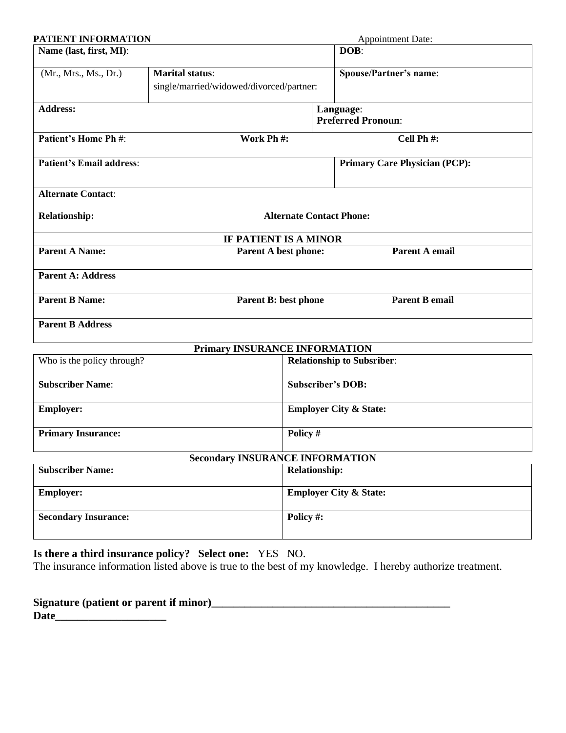**PATIENT INFORMATION** Appointment Date:

| **Name (last, first, MI)**: | | **DOB**: |
|---|---|---|
| (Mr., Mrs., Ms., Dr.) | **Marital status**: single/married/widowed/divorced/partner: | **Spouse/Partner's name**: |
| **Address:** | | **Language**: **Preferred Pronoun**: |
| **Patient's Home Ph** #: | **Work Ph #:** | **Cell Ph #:** |
| **Patient's Email address**: | | **Primary Care Physician (PCP):** |
| **Alternate Contact**: **Relationship:** | **Alternate Contact Phone:** | |

**IF PATIENT IS A MINOR**

| **Parent A Name:** | **Parent A best phone:** | **Parent A email** |
|---|---|---|
| **Parent A: Address** | | |
| **Parent B Name:** | **Parent B: best phone** | **Parent B email** |
| **Parent B Address** | | |

**Primary INSURANCE INFORMATION**

| Who is the policy through? **Subscriber Name**: | **Relationship to Subsriber**: **Subscriber's DOB:** |
|---|---|
| **Employer:** | **Employer City & State:** |
| **Primary Insurance:** | **Policy #** |

**Secondary INSURANCE INFORMATION**

| **Subscriber Name:** | **Relationship:** |
|---|---|
| **Employer:** | **Employer City & State:** |
| **Secondary Insurance:** | **Policy #:** |

**Is there a third insurance policy? Select one:** YES NO.

The insurance information listed above is true to the best of my knowledge. I hereby authorize treatment.

**Signature (patient or parent if minor)___________________________________________**

**Date____________________**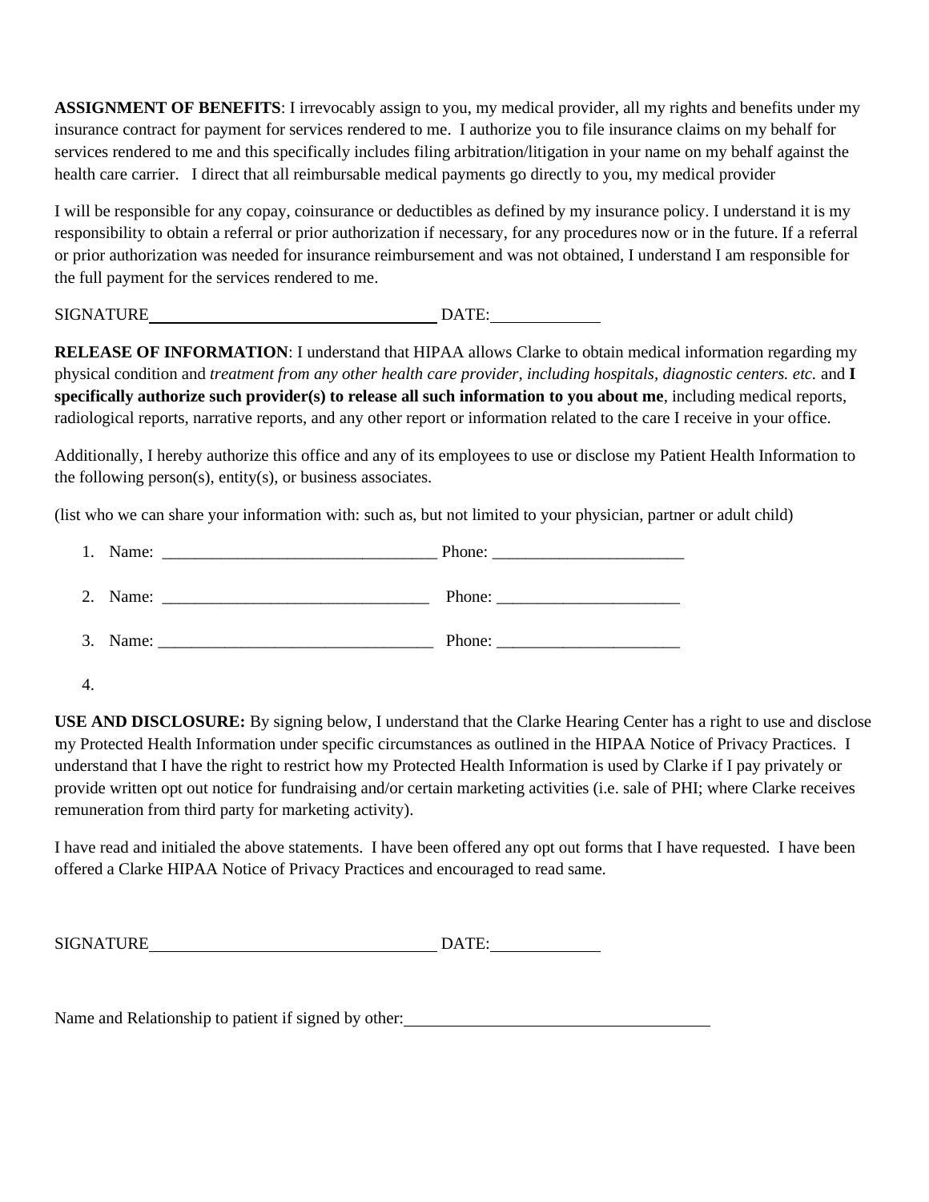**ASSIGNMENT OF BENEFITS**: I irrevocably assign to you, my medical provider, all my rights and benefits under my insurance contract for payment for services rendered to me. I authorize you to file insurance claims on my behalf for services rendered to me and this specifically includes filing arbitration/litigation in your name on my behalf against the health care carrier. I direct that all reimbursable medical payments go directly to you, my medical provider

I will be responsible for any copay, coinsurance or deductibles as defined by my insurance policy. I understand it is my responsibility to obtain a referral or prior authorization if necessary, for any procedures now or in the future. If a referral or prior authorization was needed for insurance reimbursement and was not obtained, I understand I am responsible for the full payment for the services rendered to me.

SIGNATURE_________________________________ DATE:____________

**RELEASE OF INFORMATION**: I understand that HIPAA allows Clarke to obtain medical information regarding my physical condition and *treatment from any other health care provider, including hospitals, diagnostic centers. etc.* and **I specifically authorize such provider(s) to release all such information to you about me**, including medical reports, radiological reports, narrative reports, and any other report or information related to the care I receive in your office.

Additionally, I hereby authorize this office and any of its employees to use or disclose my Patient Health Information to the following person(s), entity(s), or business associates.

(list who we can share your information with: such as, but not limited to your physician, partner or adult child)

1. Name: _________________________________ Phone: _______________________
2. Name: ________________________________ Phone: ______________________
3. Name: _________________________________ Phone: ______________________
4. 

**USE AND DISCLOSURE:** By signing below, I understand that the Clarke Hearing Center has a right to use and disclose my Protected Health Information under specific circumstances as outlined in the HIPAA Notice of Privacy Practices. I understand that I have the right to restrict how my Protected Health Information is used by Clarke if I pay privately or provide written opt out notice for fundraising and/or certain marketing activities (i.e. sale of PHI; where Clarke receives remuneration from third party for marketing activity).

I have read and initialed the above statements. I have been offered any opt out forms that I have requested. I have been offered a Clarke HIPAA Notice of Privacy Practices and encouraged to read same.

SIGNATURE_________________________________ DATE:____________

Name and Relationship to patient if signed by other:____________________________________